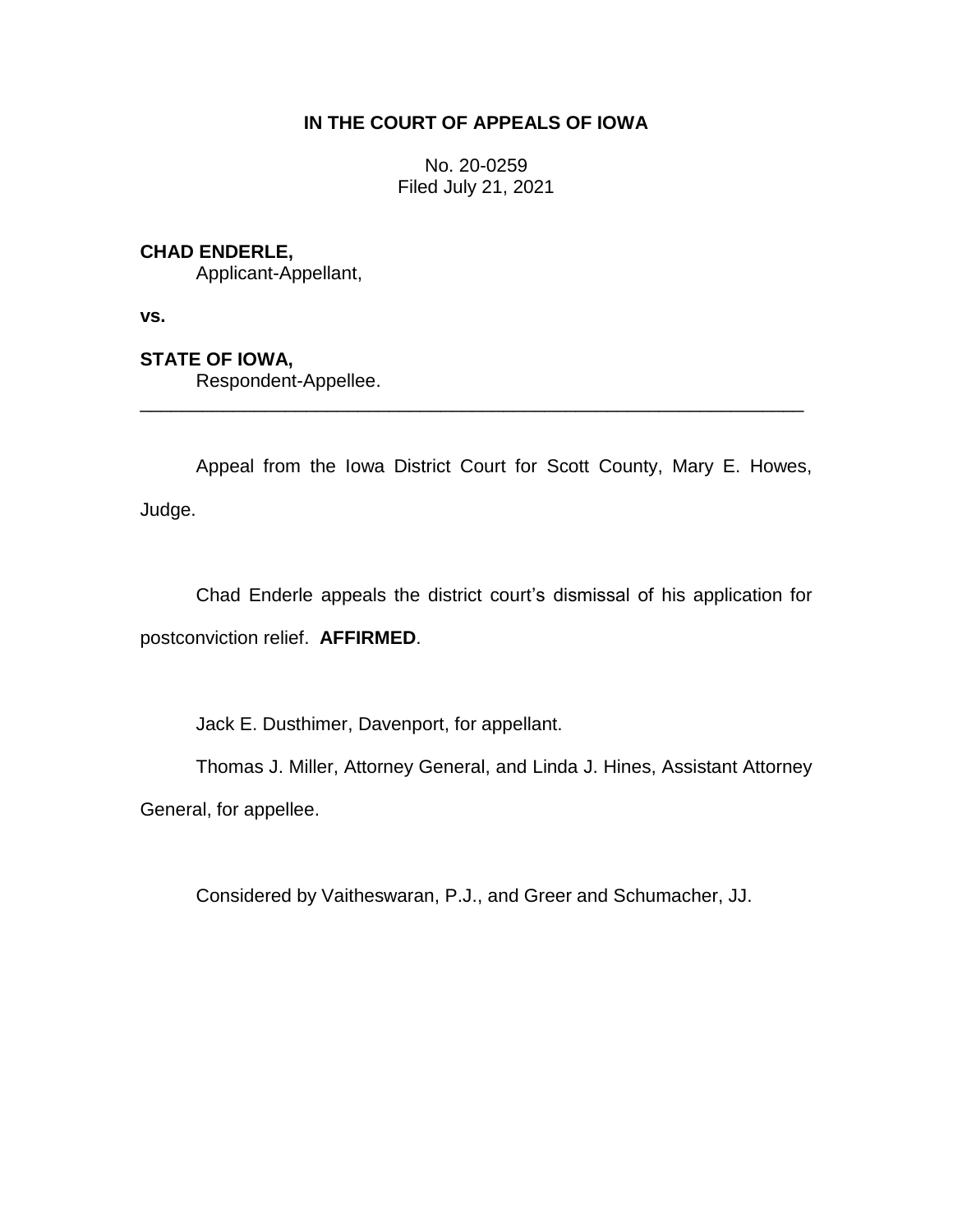# IN THE COURT OF APPEALS OF IOWA

No. 20-0259
Filed July 21, 2021

**CHAD ENDERLE,**
Applicant-Appellant,

**vs.**

**STATE OF IOWA,**
Respondent-Appellee.

---

Appeal from the Iowa District Court for Scott County, Mary E. Howes, Judge.

Chad Enderle appeals the district court's dismissal of his application for postconviction relief. **AFFIRMED**.

Jack E. Dusthimer, Davenport, for appellant.

Thomas J. Miller, Attorney General, and Linda J. Hines, Assistant Attorney General, for appellee.

Considered by Vaitheswaran, P.J., and Greer and Schumacher, JJ.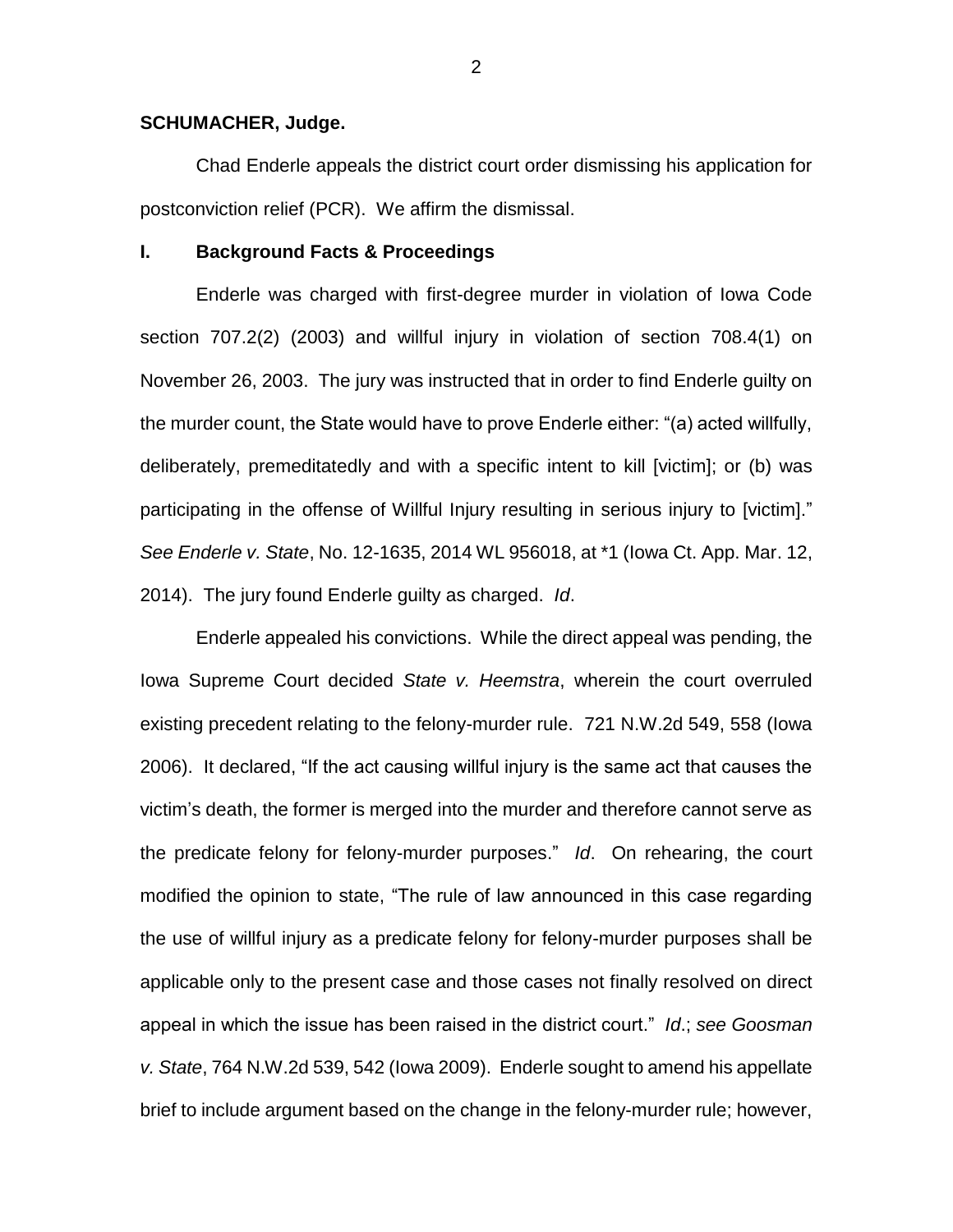**SCHUMACHER, Judge.**

Chad Enderle appeals the district court order dismissing his application for postconviction relief (PCR). We affirm the dismissal.

## I. Background Facts & Proceedings

Enderle was charged with first-degree murder in violation of Iowa Code section 707.2(2) (2003) and willful injury in violation of section 708.4(1) on November 26, 2003. The jury was instructed that in order to find Enderle guilty on the murder count, the State would have to prove Enderle either: "(a) acted willfully, deliberately, premeditatedly and with a specific intent to kill [victim]; or (b) was participating in the offense of Willful Injury resulting in serious injury to [victim]." *See Enderle v. State*, No. 12-1635, 2014 WL 956018, at *1 (Iowa Ct. App. Mar. 12, 2014). The jury found Enderle guilty as charged. *Id*.

Enderle appealed his convictions. While the direct appeal was pending, the Iowa Supreme Court decided *State v. Heemstra*, wherein the court overruled existing precedent relating to the felony-murder rule. 721 N.W.2d 549, 558 (Iowa 2006). It declared, "If the act causing willful injury is the same act that causes the victim's death, the former is merged into the murder and therefore cannot serve as the predicate felony for felony-murder purposes." *Id*. On rehearing, the court modified the opinion to state, "The rule of law announced in this case regarding the use of willful injury as a predicate felony for felony-murder purposes shall be applicable only to the present case and those cases not finally resolved on direct appeal in which the issue has been raised in the district court." *Id*.; *see Goosman v. State*, 764 N.W.2d 539, 542 (Iowa 2009). Enderle sought to amend his appellate brief to include argument based on the change in the felony-murder rule; however,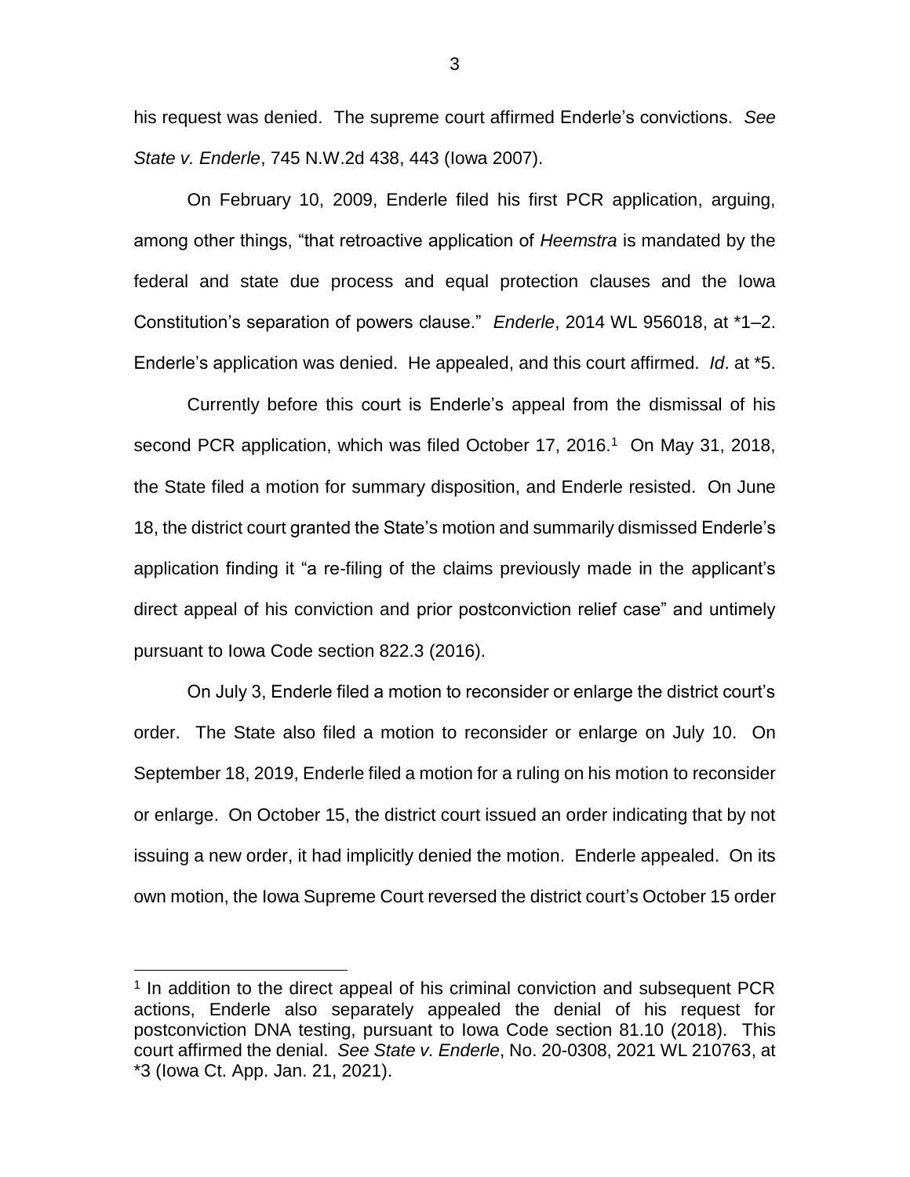his request was denied. The supreme court affirmed Enderle's convictions. *See State v. Enderle*, 745 N.W.2d 438, 443 (Iowa 2007).

On February 10, 2009, Enderle filed his first PCR application, arguing, among other things, "that retroactive application of *Heemstra* is mandated by the federal and state due process and equal protection clauses and the Iowa Constitution's separation of powers clause." *Enderle*, 2014 WL 956018, at *1–2. Enderle's application was denied. He appealed, and this court affirmed. *Id*. at *5.

Currently before this court is Enderle's appeal from the dismissal of his second PCR application, which was filed October 17, 2016.[1] On May 31, 2018, the State filed a motion for summary disposition, and Enderle resisted. On June 18, the district court granted the State's motion and summarily dismissed Enderle's application finding it "a re-filing of the claims previously made in the applicant's direct appeal of his conviction and prior postconviction relief case" and untimely pursuant to Iowa Code section 822.3 (2016).

On July 3, Enderle filed a motion to reconsider or enlarge the district court's order. The State also filed a motion to reconsider or enlarge on July 10. On September 18, 2019, Enderle filed a motion for a ruling on his motion to reconsider or enlarge. On October 15, the district court issued an order indicating that by not issuing a new order, it had implicitly denied the motion. Enderle appealed. On its own motion, the Iowa Supreme Court reversed the district court's October 15 order

[1] In addition to the direct appeal of his criminal conviction and subsequent PCR actions, Enderle also separately appealed the denial of his request for postconviction DNA testing, pursuant to Iowa Code section 81.10 (2018). This court affirmed the denial. *See State v. Enderle*, No. 20-0308, 2021 WL 210763, at *3 (Iowa Ct. App. Jan. 21, 2021).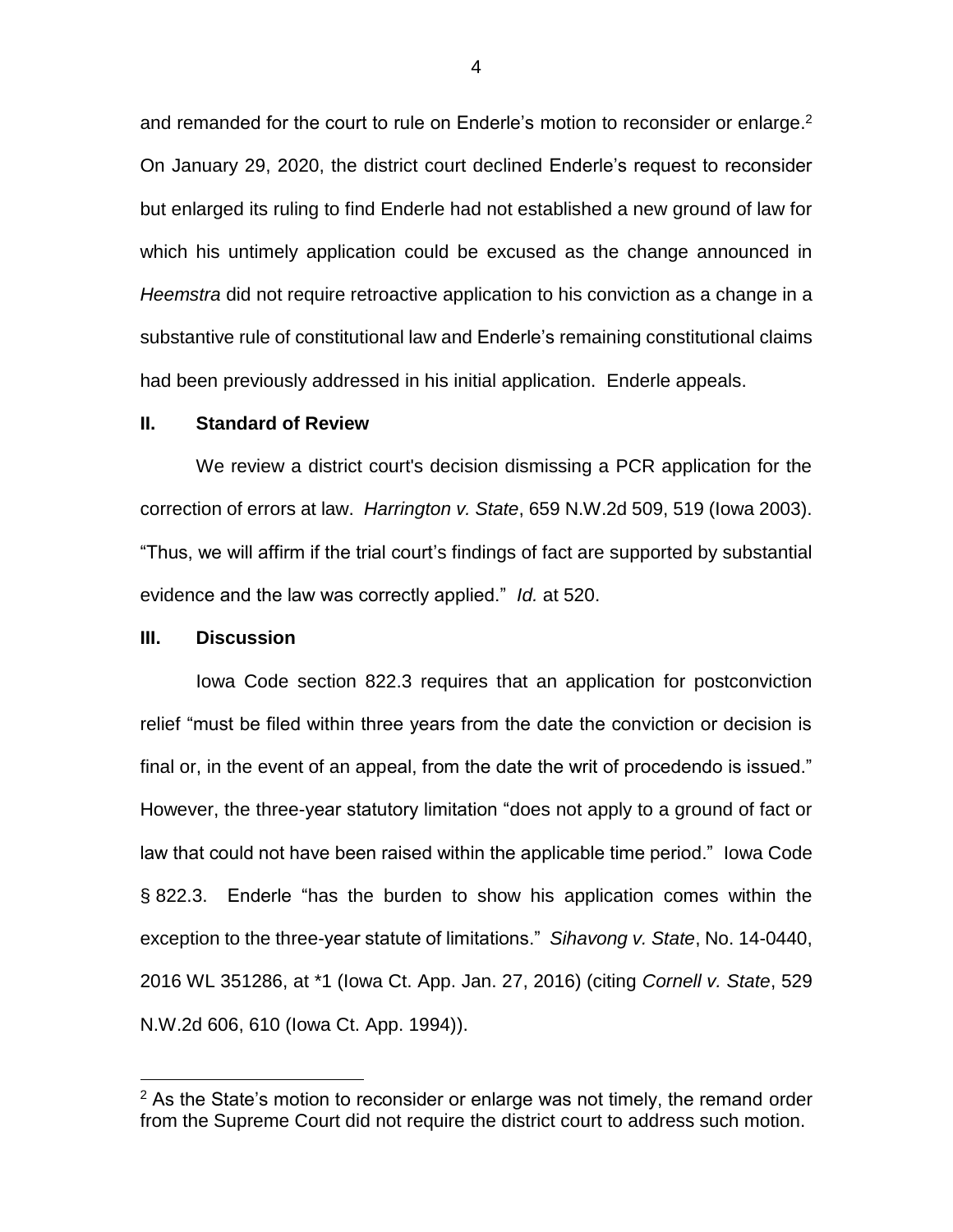and remanded for the court to rule on Enderle's motion to reconsider or enlarge.[2] On January 29, 2020, the district court declined Enderle's request to reconsider but enlarged its ruling to find Enderle had not established a new ground of law for which his untimely application could be excused as the change announced in *Heemstra* did not require retroactive application to his conviction as a change in a substantive rule of constitutional law and Enderle's remaining constitutional claims had been previously addressed in his initial application. Enderle appeals.

## II. Standard of Review

We review a district court's decision dismissing a PCR application for the correction of errors at law. *Harrington v. State*, 659 N.W.2d 509, 519 (Iowa 2003). "Thus, we will affirm if the trial court's findings of fact are supported by substantial evidence and the law was correctly applied." *Id.* at 520.

## III. Discussion

Iowa Code section 822.3 requires that an application for postconviction relief "must be filed within three years from the date the conviction or decision is final or, in the event of an appeal, from the date the writ of procedendo is issued." However, the three-year statutory limitation "does not apply to a ground of fact or law that could not have been raised within the applicable time period." Iowa Code § 822.3. Enderle "has the burden to show his application comes within the exception to the three-year statute of limitations." *Sihavong v. State*, No. 14-0440, 2016 WL 351286, at *1 (Iowa Ct. App. Jan. 27, 2016) (citing *Cornell v. State*, 529 N.W.2d 606, 610 (Iowa Ct. App. 1994)).

[2] As the State's motion to reconsider or enlarge was not timely, the remand order from the Supreme Court did not require the district court to address such motion.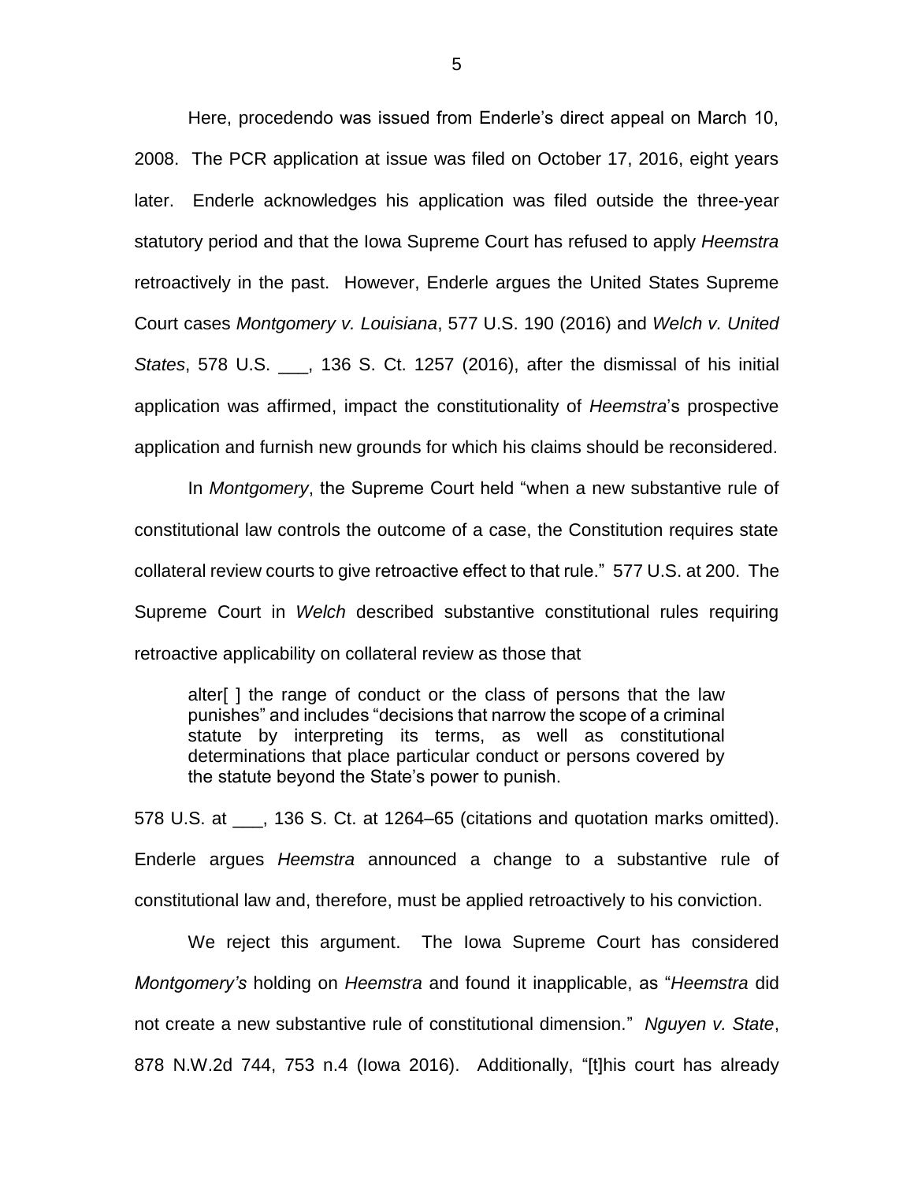Here, procedendo was issued from Enderle's direct appeal on March 10, 2008. The PCR application at issue was filed on October 17, 2016, eight years later. Enderle acknowledges his application was filed outside the three-year statutory period and that the Iowa Supreme Court has refused to apply *Heemstra* retroactively in the past. However, Enderle argues the United States Supreme Court cases *Montgomery v. Louisiana*, 577 U.S. 190 (2016) and *Welch v. United States*, 578 U.S. ___, 136 S. Ct. 1257 (2016), after the dismissal of his initial application was affirmed, impact the constitutionality of *Heemstra*'s prospective application and furnish new grounds for which his claims should be reconsidered.

In *Montgomery*, the Supreme Court held "when a new substantive rule of constitutional law controls the outcome of a case, the Constitution requires state collateral review courts to give retroactive effect to that rule." 577 U.S. at 200. The Supreme Court in *Welch* described substantive constitutional rules requiring retroactive applicability on collateral review as those that

> alter[ ] the range of conduct or the class of persons that the law punishes" and includes "decisions that narrow the scope of a criminal statute by interpreting its terms, as well as constitutional determinations that place particular conduct or persons covered by the statute beyond the State's power to punish.

578 U.S. at ___, 136 S. Ct. at 1264–65 (citations and quotation marks omitted). Enderle argues *Heemstra* announced a change to a substantive rule of constitutional law and, therefore, must be applied retroactively to his conviction.

We reject this argument. The Iowa Supreme Court has considered *Montgomery's* holding on *Heemstra* and found it inapplicable, as "*Heemstra* did not create a new substantive rule of constitutional dimension." *Nguyen v. State*, 878 N.W.2d 744, 753 n.4 (Iowa 2016). Additionally, "[t]his court has already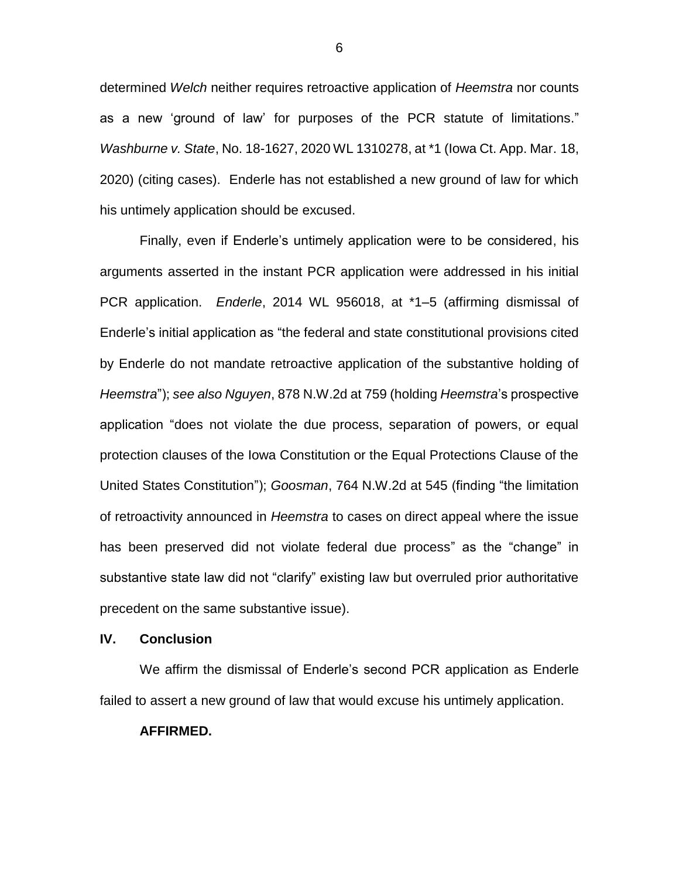determined *Welch* neither requires retroactive application of *Heemstra* nor counts as a new 'ground of law' for purposes of the PCR statute of limitations." *Washburne v. State*, No. 18-1627, 2020 WL 1310278, at *1 (Iowa Ct. App. Mar. 18, 2020) (citing cases). Enderle has not established a new ground of law for which his untimely application should be excused.

Finally, even if Enderle's untimely application were to be considered, his arguments asserted in the instant PCR application were addressed in his initial PCR application. *Enderle*, 2014 WL 956018, at *1–5 (affirming dismissal of Enderle's initial application as "the federal and state constitutional provisions cited by Enderle do not mandate retroactive application of the substantive holding of *Heemstra*"); *see also Nguyen*, 878 N.W.2d at 759 (holding *Heemstra*'s prospective application "does not violate the due process, separation of powers, or equal protection clauses of the Iowa Constitution or the Equal Protections Clause of the United States Constitution"); *Goosman*, 764 N.W.2d at 545 (finding "the limitation of retroactivity announced in *Heemstra* to cases on direct appeal where the issue has been preserved did not violate federal due process" as the "change" in substantive state law did not "clarify" existing law but overruled prior authoritative precedent on the same substantive issue).

## IV. Conclusion

We affirm the dismissal of Enderle's second PCR application as Enderle failed to assert a new ground of law that would excuse his untimely application.

**AFFIRMED.**